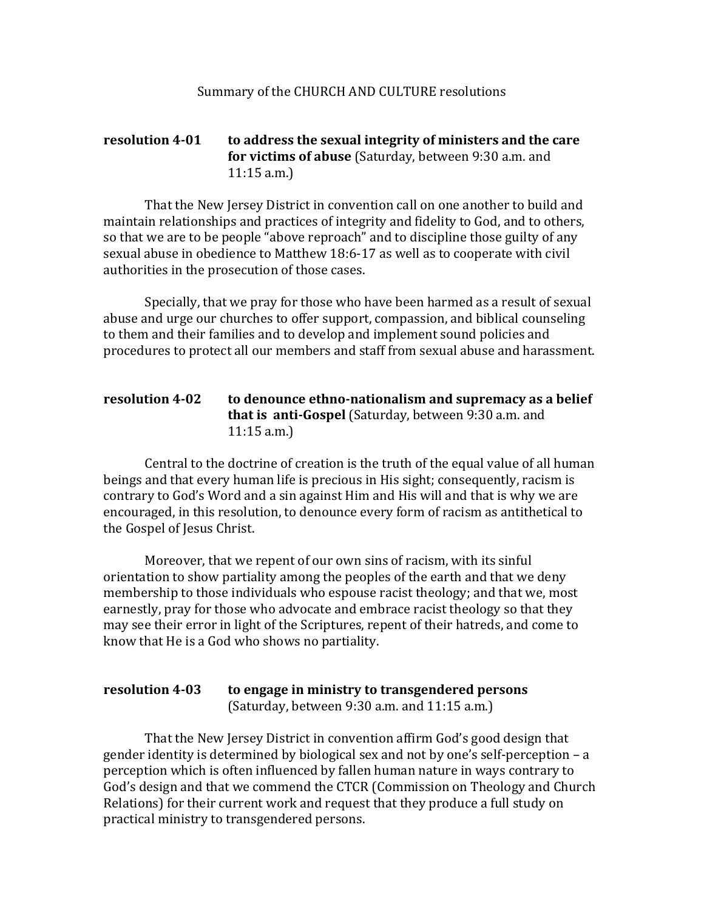Summary of the CHURCH AND CULTURE resolutions

**resolution 4-01 to address the sexual integrity of ministers and the care for victims of abuse** (Saturday, between 9:30 a.m. and 11:15 a.m.)

That the New Jersey District in convention call on one another to build and maintain relationships and practices of integrity and fidelity to God, and to others, so that we are to be people "above reproach" and to discipline those guilty of any sexual abuse in obedience to Matthew 18:6-17 as well as to cooperate with civil authorities in the prosecution of those cases.

Specially, that we pray for those who have been harmed as a result of sexual abuse and urge our churches to offer support, compassion, and biblical counseling to them and their families and to develop and implement sound policies and procedures to protect all our members and staff from sexual abuse and harassment.

**resolution 4-02 to denounce ethno-nationalism and supremacy as a belief that is anti-Gospel** (Saturday, between 9:30 a.m. and 11:15 a.m.)

Central to the doctrine of creation is the truth of the equal value of all human beings and that every human life is precious in His sight; consequently, racism is contrary to God's Word and a sin against Him and His will and that is why we are encouraged, in this resolution, to denounce every form of racism as antithetical to the Gospel of Jesus Christ.

Moreover, that we repent of our own sins of racism, with its sinful orientation to show partiality among the peoples of the earth and that we deny membership to those individuals who espouse racist theology; and that we, most earnestly, pray for those who advocate and embrace racist theology so that they may see their error in light of the Scriptures, repent of their hatreds, and come to know that He is a God who shows no partiality.

**resolution 4-03 to engage in ministry to transgendered persons** (Saturday, between 9:30 a.m. and 11:15 a.m.)

That the New Jersey District in convention affirm God's good design that gender identity is determined by biological sex and not by one's self-perception – a perception which is often influenced by fallen human nature in ways contrary to God's design and that we commend the CTCR (Commission on Theology and Church Relations) for their current work and request that they produce a full study on practical ministry to transgendered persons.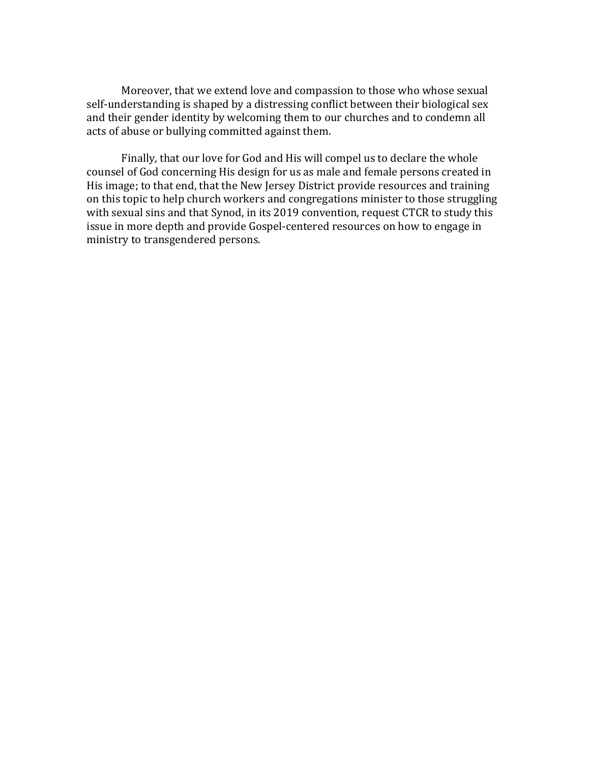Moreover, that we extend love and compassion to those who whose sexual self-understanding is shaped by a distressing conflict between their biological sex and their gender identity by welcoming them to our churches and to condemn all acts of abuse or bullying committed against them.

Finally, that our love for God and His will compel us to declare the whole counsel of God concerning His design for us as male and female persons created in His image; to that end, that the New Jersey District provide resources and training on this topic to help church workers and congregations minister to those struggling with sexual sins and that Synod, in its 2019 convention, request CTCR to study this issue in more depth and provide Gospel-centered resources on how to engage in ministry to transgendered persons.